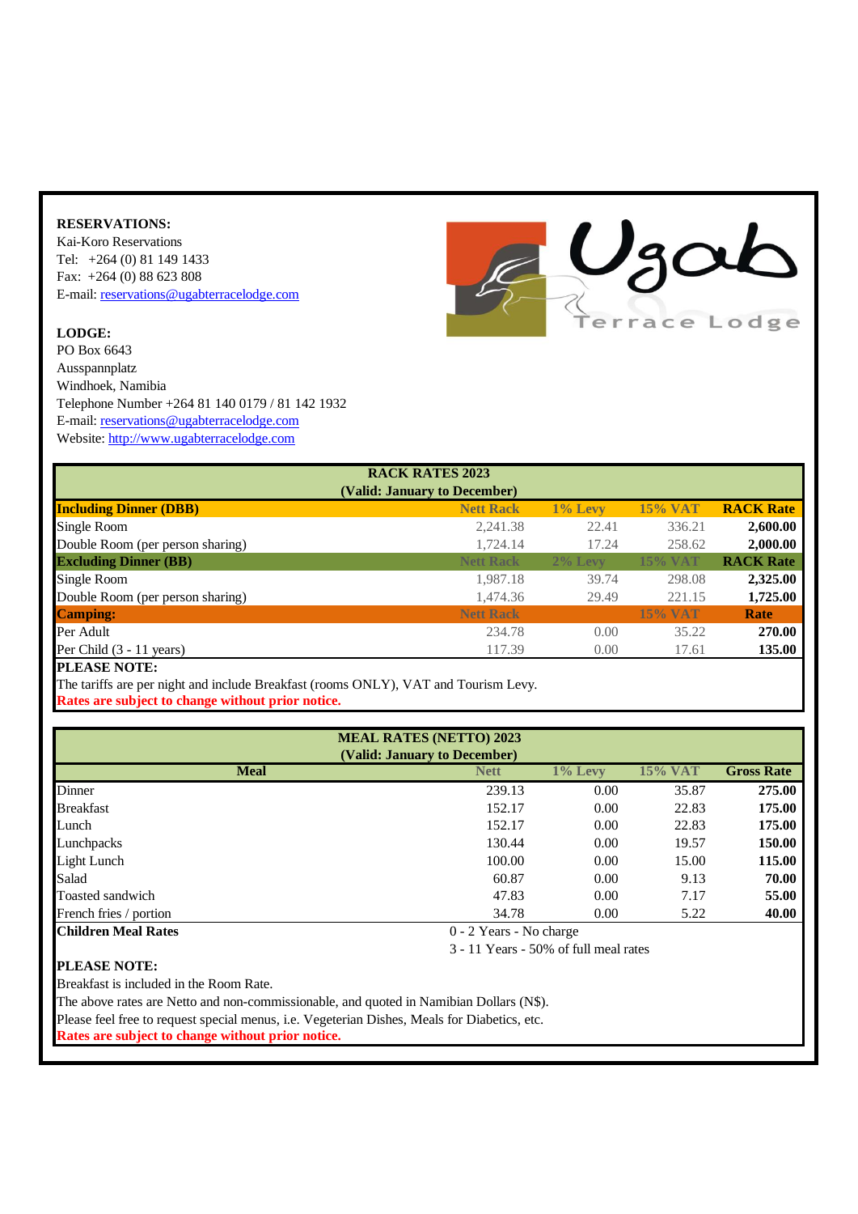**RESERVATIONS:**
Kai-Koro Reservations
Tel: +264 (0) 81 149 1433
Fax: +264 (0) 88 623 808
E-mail: reservations@ugabterracelodge.com

**LODGE:**
PO Box 6643
Ausspannplatz
Windhoek, Namibia
Telephone Number +264 81 140 0179 / 81 142 1932
E-mail: reservations@ugabterracelodge.com
Website: http://www.ugabterracelodge.com

Ugab Terrace Lodge

## RACK RATES 2023
**(Valid: January to December)**

| **Including Dinner (DBB)** | **Nett Rack** | **1% Levy** | **15% VAT** | **RACK Rate** |
|---|---|---|---|---|
| Single Room | 2,241.38 | 22.41 | 336.21 | **2,600.00** |
| Double Room (per person sharing) | 1,724.14 | 17.24 | 258.62 | **2,000.00** |
| **Excluding Dinner (BB)** | **Nett Rack** | **2% Levy** | **15% VAT** | **RACK Rate** |
| Single Room | 1,987.18 | 39.74 | 298.08 | **2,325.00** |
| Double Room (per person sharing) | 1,474.36 | 29.49 | 221.15 | **1,725.00** |
| **Camping:** | **Nett Rack** | | **15% VAT** | **Rate** |
| Per Adult | 234.78 | 0.00 | 35.22 | **270.00** |
| Per Child (3 - 11 years) | 117.39 | 0.00 | 17.61 | **135.00** |

**PLEASE NOTE:**
The tariffs are per night and include Breakfast (rooms ONLY), VAT and Tourism Levy.
**Rates are subject to change without prior notice.**

## MEAL RATES (NETTO) 2023
**(Valid: January to December)**

| **Meal** | **Nett** | **1% Levy** | **15% VAT** | **Gross Rate** |
|---|---|---|---|---|
| Dinner | 239.13 | 0.00 | 35.87 | **275.00** |
| Breakfast | 152.17 | 0.00 | 22.83 | **175.00** |
| Lunch | 152.17 | 0.00 | 22.83 | **175.00** |
| Lunchpacks | 130.44 | 0.00 | 19.57 | **150.00** |
| Light Lunch | 100.00 | 0.00 | 15.00 | **115.00** |
| Salad | 60.87 | 0.00 | 9.13 | **70.00** |
| Toasted sandwich | 47.83 | 0.00 | 7.17 | **55.00** |
| French fries / portion | 34.78 | 0.00 | 5.22 | **40.00** |

**Children Meal Rates**
0 - 2 Years - No charge
3 - 11 Years - 50% of full meal rates

**PLEASE NOTE:**
Breakfast is included in the Room Rate.
The above rates are Netto and non-commissionable, and quoted in Namibian Dollars (N$).
Please feel free to request special menus, i.e. Vegeterian Dishes, Meals for Diabetics, etc.
**Rates are subject to change without prior notice.**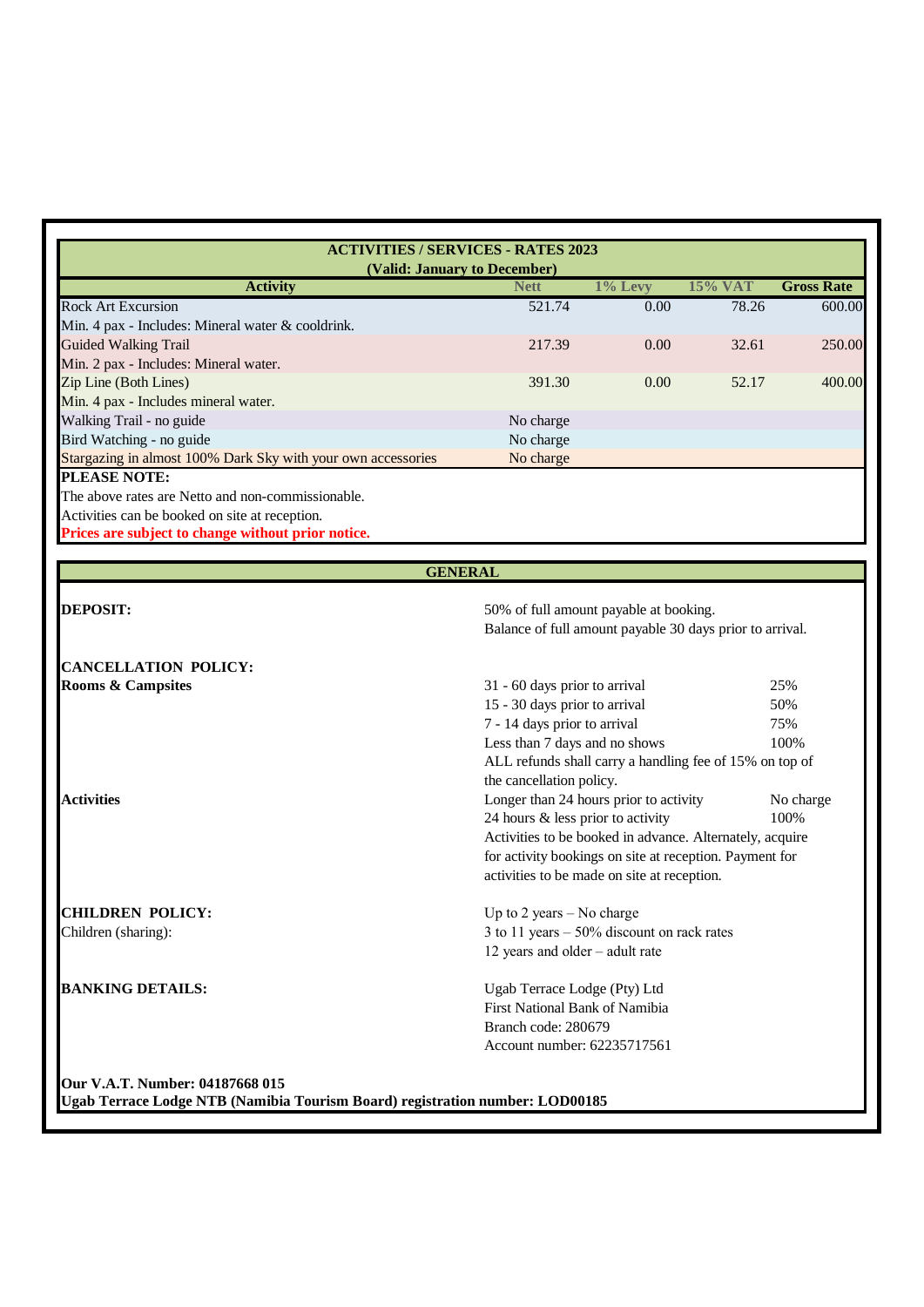## ACTIVITIES / SERVICES - RATES 2023

**(Valid: January to December)**

| Activity | Nett | 1% Levy | 15% VAT | Gross Rate |
|---|---|---|---|---|
| Rock Art Excursion<br>Min. 4 pax - Includes: Mineral water & cooldrink. | 521.74 | 0.00 | 78.26 | 600.00 |
| Guided Walking Trail<br>Min. 2 pax - Includes: Mineral water. | 217.39 | 0.00 | 32.61 | 250.00 |
| Zip Line (Both Lines)<br>Min. 4 pax - Includes mineral water. | 391.30 | 0.00 | 52.17 | 400.00 |
| Walking Trail - no guide | No charge | | | |
| Bird Watching - no guide | No charge | | | |
| Stargazing in almost 100% Dark Sky with your own accessories | No charge | | | |

**PLEASE NOTE:**

The above rates are Netto and non-commissionable.

Activities can be booked on site at reception.

**Prices are subject to change without prior notice.**

## GENERAL

**DEPOSIT:**

50% of full amount payable at booking.
Balance of full amount payable 30 days prior to arrival.

**CANCELLATION POLICY:**

**Rooms & Campsites**

| | |
|---|---|
| 31 - 60 days prior to arrival | 25% |
| 15 - 30 days prior to arrival | 50% |
| 7 - 14 days prior to arrival | 75% |
| Less than 7 days and no shows | 100% |

ALL refunds shall carry a handling fee of 15% on top of the cancellation policy.

**Activities**

| | |
|---|---|
| Longer than 24 hours prior to activity | No charge |
| 24 hours & less prior to activity | 100% |

Activities to be booked in advance. Alternately, acquire for activity bookings on site at reception. Payment for activities to be made on site at reception.

**CHILDREN POLICY:**

Children (sharing):

Up to 2 years – No charge
3 to 11 years – 50% discount on rack rates
12 years and older – adult rate

**BANKING DETAILS:**

Ugab Terrace Lodge (Pty) Ltd
First National Bank of Namibia
Branch code: 280679
Account number: 62235717561

**Our V.A.T. Number: 04187668 015**

**Ugab Terrace Lodge NTB (Namibia Tourism Board) registration number: LOD00185**